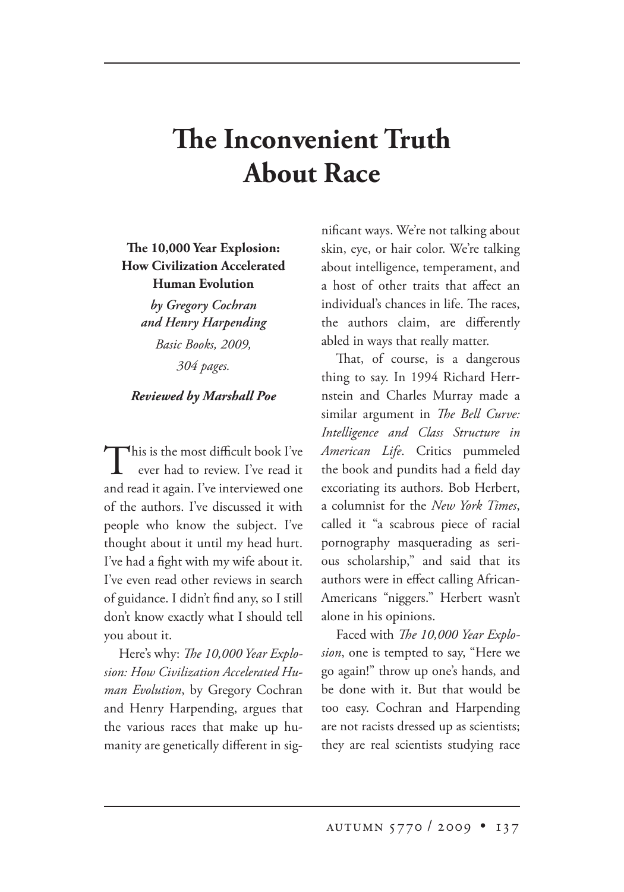# The Inconvenient Truth About Race

**The 10,000 Year Explosion: How Civilization Accelerated Human Evolution**

***by Gregory Cochran and Henry Harpending***

*Basic Books, 2009, 304 pages.*

***Reviewed by Marshall Poe***

This is the most difficult book I've ever had to review. I've read it and read it again. I've interviewed one of the authors. I've discussed it with people who know the subject. I've thought about it until my head hurt. I've had a fight with my wife about it. I've even read other reviews in search of guidance. I didn't find any, so I still don't know exactly what I should tell you about it.

Here's why: *The 10,000 Year Explosion: How Civilization Accelerated Human Evolution*, by Gregory Cochran and Henry Harpending, argues that the various races that make up humanity are genetically different in significant ways. We're not talking about skin, eye, or hair color. We're talking about intelligence, temperament, and a host of other traits that affect an individual's chances in life. The races, the authors claim, are differently abled in ways that really matter.

That, of course, is a dangerous thing to say. In 1994 Richard Herrnstein and Charles Murray made a similar argument in *The Bell Curve: Intelligence and Class Structure in American Life*. Critics pummeled the book and pundits had a field day excoriating its authors. Bob Herbert, a columnist for the *New York Times*, called it "a scabrous piece of racial pornography masquerading as serious scholarship," and said that its authors were in effect calling African-Americans "niggers." Herbert wasn't alone in his opinions.

Faced with *The 10,000 Year Explosion*, one is tempted to say, "Here we go again!" throw up one's hands, and be done with it. But that would be too easy. Cochran and Harpending are not racists dressed up as scientists; they are real scientists studying race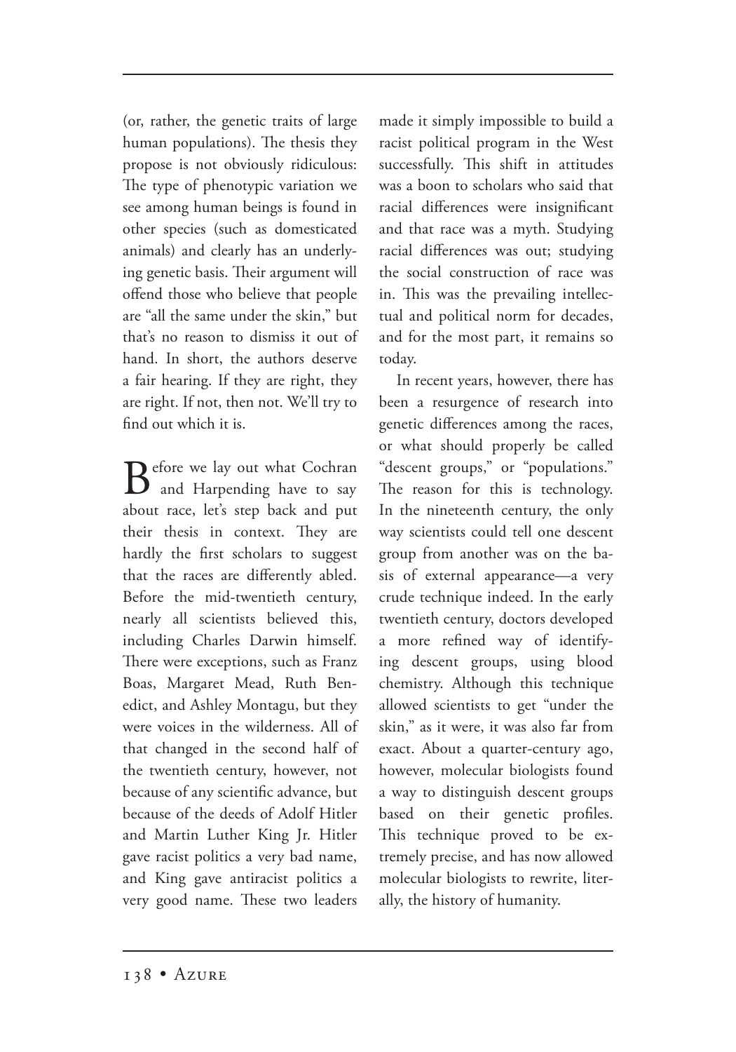(or, rather, the genetic traits of large human populations). The thesis they propose is not obviously ridiculous: The type of phenotypic variation we see among human beings is found in other species (such as domesticated animals) and clearly has an underlying genetic basis. Their argument will offend those who believe that people are "all the same under the skin," but that's no reason to dismiss it out of hand. In short, the authors deserve a fair hearing. If they are right, they are right. If not, then not. We'll try to find out which it is.

Before we lay out what Cochran and Harpending have to say about race, let's step back and put their thesis in context. They are hardly the first scholars to suggest that the races are differently abled. Before the mid-twentieth century, nearly all scientists believed this, including Charles Darwin himself. There were exceptions, such as Franz Boas, Margaret Mead, Ruth Benedict, and Ashley Montagu, but they were voices in the wilderness. All of that changed in the second half of the twentieth century, however, not because of any scientific advance, but because of the deeds of Adolf Hitler and Martin Luther King Jr. Hitler gave racist politics a very bad name, and King gave antiracist politics a very good name. These two leaders made it simply impossible to build a racist political program in the West successfully. This shift in attitudes was a boon to scholars who said that racial differences were insignificant and that race was a myth. Studying racial differences was out; studying the social construction of race was in. This was the prevailing intellectual and political norm for decades, and for the most part, it remains so today.

In recent years, however, there has been a resurgence of research into genetic differences among the races, or what should properly be called "descent groups," or "populations." The reason for this is technology. In the nineteenth century, the only way scientists could tell one descent group from another was on the basis of external appearance—a very crude technique indeed. In the early twentieth century, doctors developed a more refined way of identifying descent groups, using blood chemistry. Although this technique allowed scientists to get "under the skin," as it were, it was also far from exact. About a quarter-century ago, however, molecular biologists found a way to distinguish descent groups based on their genetic profiles. This technique proved to be extremely precise, and has now allowed molecular biologists to rewrite, literally, the history of humanity.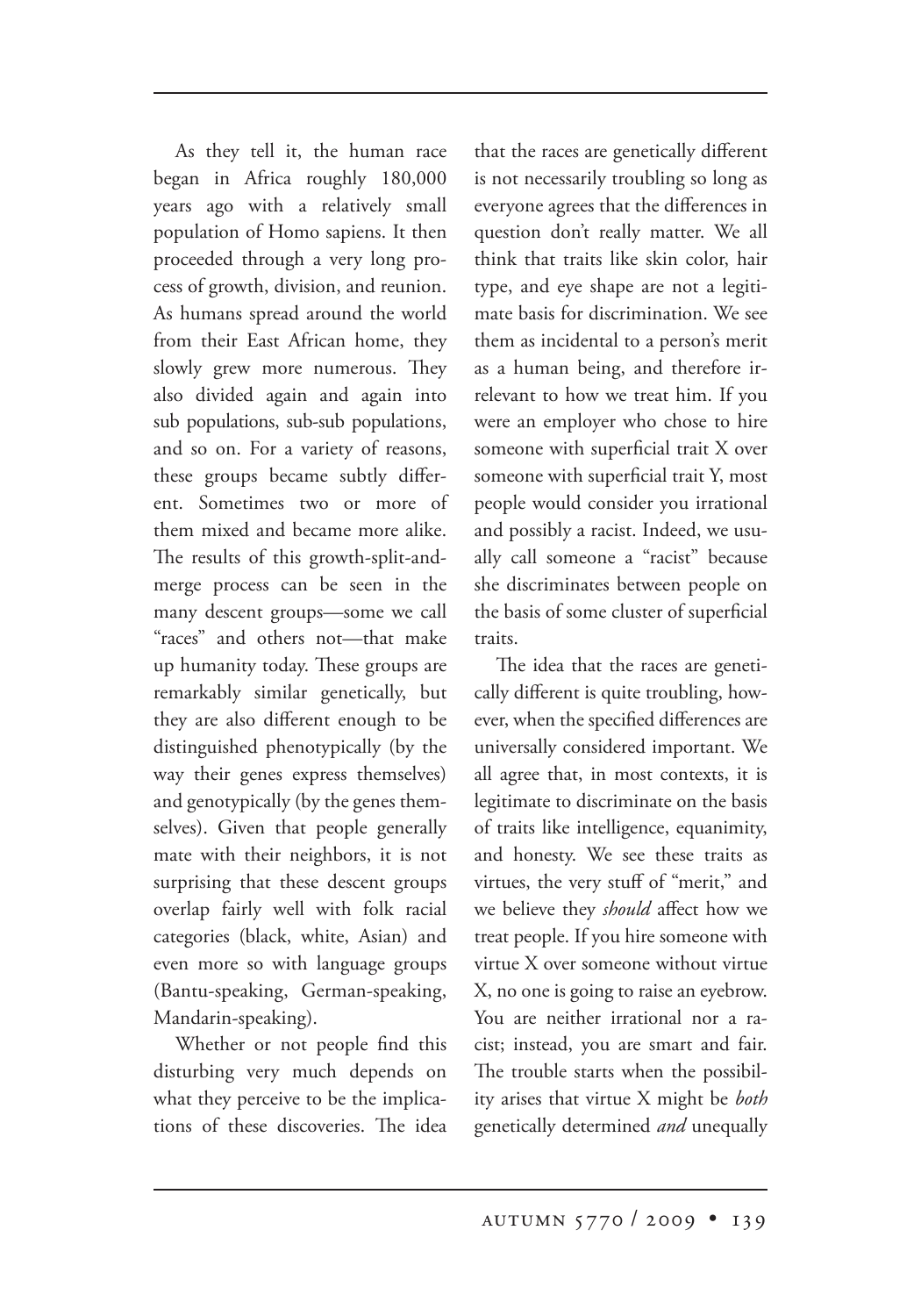As they tell it, the human race began in Africa roughly 180,000 years ago with a relatively small population of Homo sapiens. It then proceeded through a very long process of growth, division, and reunion. As humans spread around the world from their East African home, they slowly grew more numerous. They also divided again and again into sub populations, sub-sub populations, and so on. For a variety of reasons, these groups became subtly different. Sometimes two or more of them mixed and became more alike. The results of this growth-split-and-merge process can be seen in the many descent groups—some we call "races" and others not—that make up humanity today. These groups are remarkably similar genetically, but they are also different enough to be distinguished phenotypically (by the way their genes express themselves) and genotypically (by the genes themselves). Given that people generally mate with their neighbors, it is not surprising that these descent groups overlap fairly well with folk racial categories (black, white, Asian) and even more so with language groups (Bantu-speaking, German-speaking, Mandarin-speaking).

Whether or not people find this disturbing very much depends on what they perceive to be the implications of these discoveries. The idea that the races are genetically different is not necessarily troubling so long as everyone agrees that the differences in question don't really matter. We all think that traits like skin color, hair type, and eye shape are not a legitimate basis for discrimination. We see them as incidental to a person's merit as a human being, and therefore irrelevant to how we treat him. If you were an employer who chose to hire someone with superficial trait X over someone with superficial trait Y, most people would consider you irrational and possibly a racist. Indeed, we usually call someone a "racist" because she discriminates between people on the basis of some cluster of superficial traits.

The idea that the races are genetically different is quite troubling, however, when the specified differences are universally considered important. We all agree that, in most contexts, it is legitimate to discriminate on the basis of traits like intelligence, equanimity, and honesty. We see these traits as virtues, the very stuff of "merit," and we believe they *should* affect how we treat people. If you hire someone with virtue X over someone without virtue X, no one is going to raise an eyebrow. You are neither irrational nor a racist; instead, you are smart and fair. The trouble starts when the possibility arises that virtue X might be *both* genetically determined *and* unequally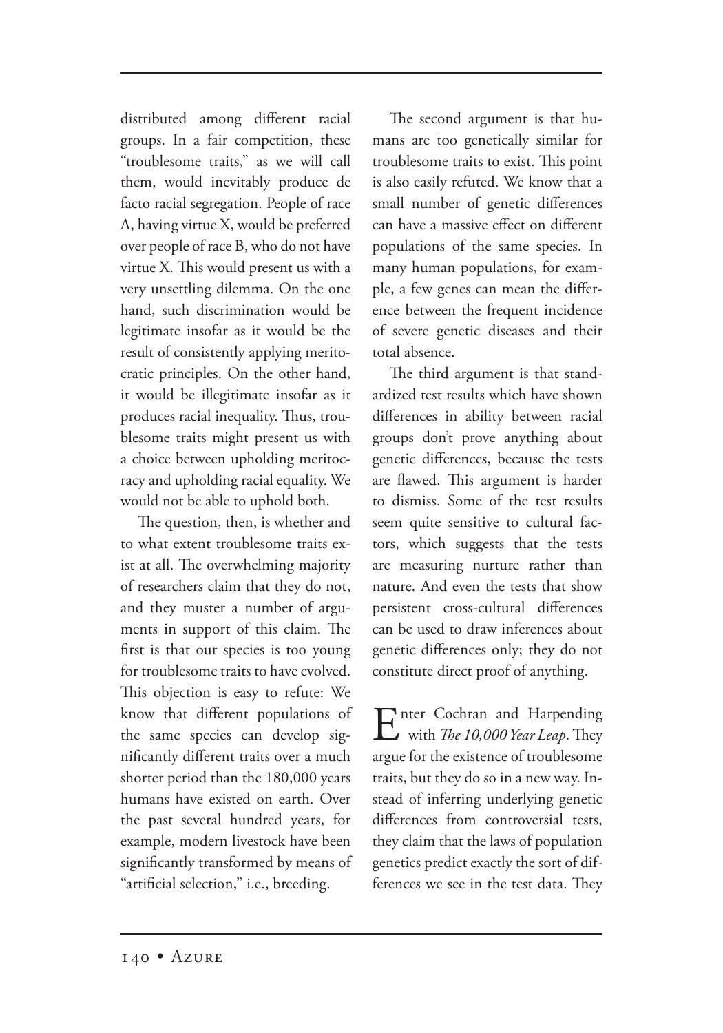distributed among different racial groups. In a fair competition, these "troublesome traits," as we will call them, would inevitably produce de facto racial segregation. People of race A, having virtue X, would be preferred over people of race B, who do not have virtue X. This would present us with a very unsettling dilemma. On the one hand, such discrimination would be legitimate insofar as it would be the result of consistently applying meritocratic principles. On the other hand, it would be illegitimate insofar as it produces racial inequality. Thus, troublesome traits might present us with a choice between upholding meritocracy and upholding racial equality. We would not be able to uphold both.

The question, then, is whether and to what extent troublesome traits exist at all. The overwhelming majority of researchers claim that they do not, and they muster a number of arguments in support of this claim. The first is that our species is too young for troublesome traits to have evolved. This objection is easy to refute: We know that different populations of the same species can develop significantly different traits over a much shorter period than the 180,000 years humans have existed on earth. Over the past several hundred years, for example, modern livestock have been significantly transformed by means of "artificial selection," i.e., breeding.

The second argument is that humans are too genetically similar for troublesome traits to exist. This point is also easily refuted. We know that a small number of genetic differences can have a massive effect on different populations of the same species. In many human populations, for example, a few genes can mean the difference between the frequent incidence of severe genetic diseases and their total absence.

The third argument is that standardized test results which have shown differences in ability between racial groups don't prove anything about genetic differences, because the tests are flawed. This argument is harder to dismiss. Some of the test results seem quite sensitive to cultural factors, which suggests that the tests are measuring nurture rather than nature. And even the tests that show persistent cross-cultural differences can be used to draw inferences about genetic differences only; they do not constitute direct proof of anything.

Enter Cochran and Harpending with *The 10,000 Year Leap*. They argue for the existence of troublesome traits, but they do so in a new way. Instead of inferring underlying genetic differences from controversial tests, they claim that the laws of population genetics predict exactly the sort of differences we see in the test data. They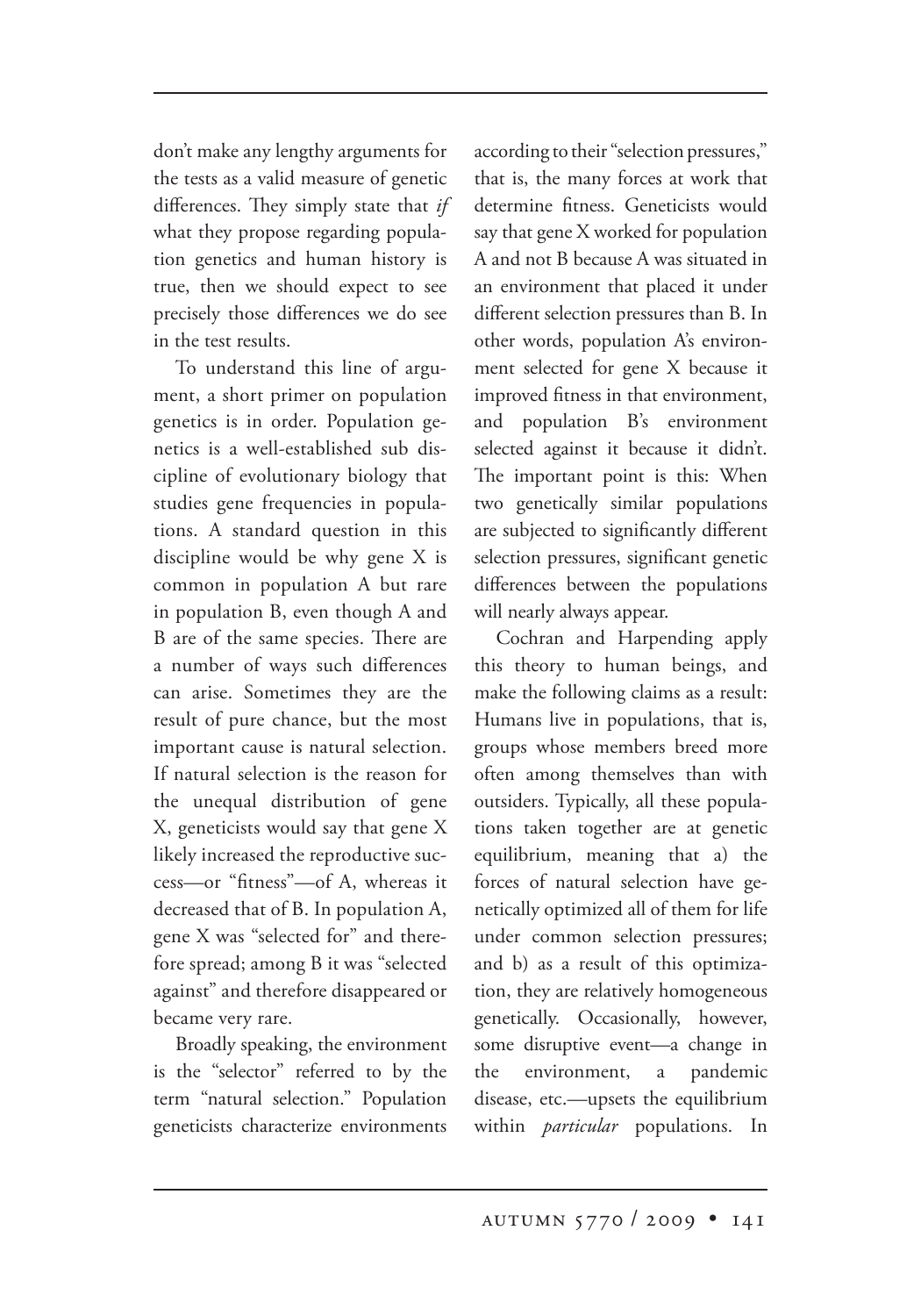don't make any lengthy arguments for the tests as a valid measure of genetic differences. They simply state that *if* what they propose regarding population genetics and human history is true, then we should expect to see precisely those differences we do see in the test results.

To understand this line of argument, a short primer on population genetics is in order. Population genetics is a well-established sub discipline of evolutionary biology that studies gene frequencies in populations. A standard question in this discipline would be why gene X is common in population A but rare in population B, even though A and B are of the same species. There are a number of ways such differences can arise. Sometimes they are the result of pure chance, but the most important cause is natural selection. If natural selection is the reason for the unequal distribution of gene X, geneticists would say that gene X likely increased the reproductive success—or "fitness"—of A, whereas it decreased that of B. In population A, gene X was "selected for" and therefore spread; among B it was "selected against" and therefore disappeared or became very rare.

Broadly speaking, the environment is the "selector" referred to by the term "natural selection." Population geneticists characterize environments according to their "selection pressures," that is, the many forces at work that determine fitness. Geneticists would say that gene X worked for population A and not B because A was situated in an environment that placed it under different selection pressures than B. In other words, population A's environment selected for gene X because it improved fitness in that environment, and population B's environment selected against it because it didn't. The important point is this: When two genetically similar populations are subjected to significantly different selection pressures, significant genetic differences between the populations will nearly always appear.

Cochran and Harpending apply this theory to human beings, and make the following claims as a result: Humans live in populations, that is, groups whose members breed more often among themselves than with outsiders. Typically, all these populations taken together are at genetic equilibrium, meaning that a) the forces of natural selection have genetically optimized all of them for life under common selection pressures; and b) as a result of this optimization, they are relatively homogeneous genetically. Occasionally, however, some disruptive event—a change in the environment, a pandemic disease, etc.—upsets the equilibrium within *particular* populations. In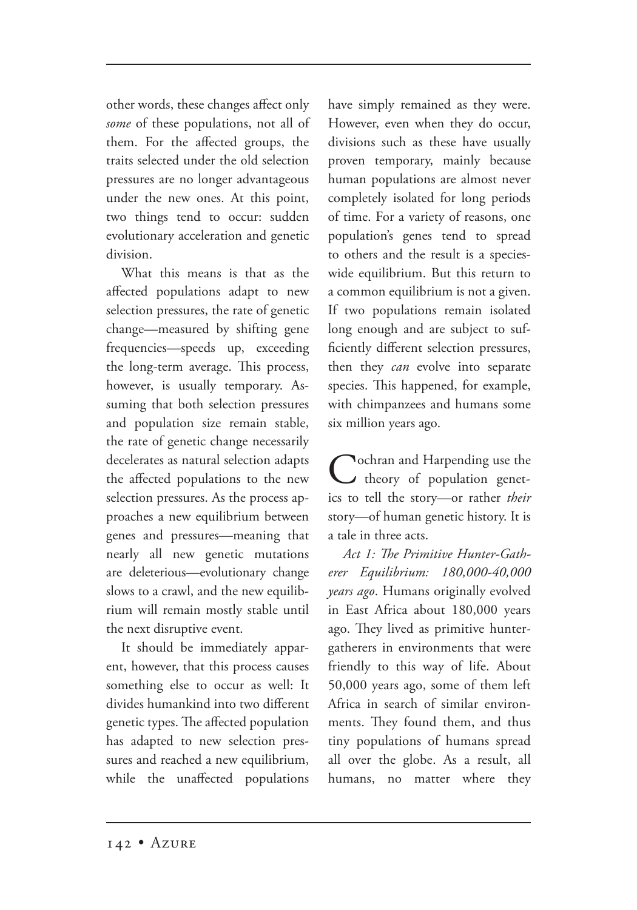other words, these changes affect only *some* of these populations, not all of them. For the affected groups, the traits selected under the old selection pressures are no longer advantageous under the new ones. At this point, two things tend to occur: sudden evolutionary acceleration and genetic division.

What this means is that as the affected populations adapt to new selection pressures, the rate of genetic change—measured by shifting gene frequencies—speeds up, exceeding the long-term average. This process, however, is usually temporary. Assuming that both selection pressures and population size remain stable, the rate of genetic change necessarily decelerates as natural selection adapts the affected populations to the new selection pressures. As the process approaches a new equilibrium between genes and pressures—meaning that nearly all new genetic mutations are deleterious—evolutionary change slows to a crawl, and the new equilibrium will remain mostly stable until the next disruptive event.

It should be immediately apparent, however, that this process causes something else to occur as well: It divides humankind into two different genetic types. The affected population has adapted to new selection pressures and reached a new equilibrium, while the unaffected populations have simply remained as they were. However, even when they do occur, divisions such as these have usually proven temporary, mainly because human populations are almost never completely isolated for long periods of time. For a variety of reasons, one population's genes tend to spread to others and the result is a species-wide equilibrium. But this return to a common equilibrium is not a given. If two populations remain isolated long enough and are subject to sufficiently different selection pressures, then they *can* evolve into separate species. This happened, for example, with chimpanzees and humans some six million years ago.

Cochran and Harpending use the theory of population genetics to tell the story—or rather *their* story—of human genetic history. It is a tale in three acts.

*Act 1: The Primitive Hunter-Gatherer Equilibrium: 180,000-40,000 years ago*. Humans originally evolved in East Africa about 180,000 years ago. They lived as primitive hunter-gatherers in environments that were friendly to this way of life. About 50,000 years ago, some of them left Africa in search of similar environments. They found them, and thus tiny populations of humans spread all over the globe. As a result, all humans, no matter where they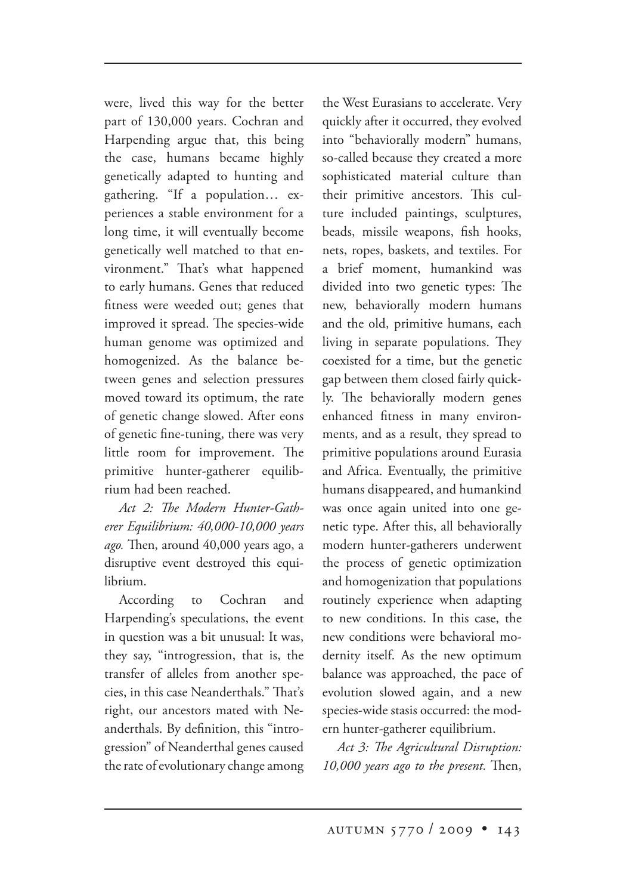were, lived this way for the better part of 130,000 years. Cochran and Harpending argue that, this being the case, humans became highly genetically adapted to hunting and gathering. "If a population… experiences a stable environment for a long time, it will eventually become genetically well matched to that environment." That's what happened to early humans. Genes that reduced fitness were weeded out; genes that improved it spread. The species-wide human genome was optimized and homogenized. As the balance between genes and selection pressures moved toward its optimum, the rate of genetic change slowed. After eons of genetic fine-tuning, there was very little room for improvement. The primitive hunter-gatherer equilibrium had been reached.

*Act 2: The Modern Hunter-Gatherer Equilibrium: 40,000-10,000 years ago.* Then, around 40,000 years ago, a disruptive event destroyed this equilibrium.

According to Cochran and Harpending's speculations, the event in question was a bit unusual: It was, they say, "introgression, that is, the transfer of alleles from another species, in this case Neanderthals." That's right, our ancestors mated with Neanderthals. By definition, this "introgression" of Neanderthal genes caused the rate of evolutionary change among the West Eurasians to accelerate. Very quickly after it occurred, they evolved into "behaviorally modern" humans, so-called because they created a more sophisticated material culture than their primitive ancestors. This culture included paintings, sculptures, beads, missile weapons, fish hooks, nets, ropes, baskets, and textiles. For a brief moment, humankind was divided into two genetic types: The new, behaviorally modern humans and the old, primitive humans, each living in separate populations. They coexisted for a time, but the genetic gap between them closed fairly quickly. The behaviorally modern genes enhanced fitness in many environments, and as a result, they spread to primitive populations around Eurasia and Africa. Eventually, the primitive humans disappeared, and humankind was once again united into one genetic type. After this, all behaviorally modern hunter-gatherers underwent the process of genetic optimization and homogenization that populations routinely experience when adapting to new conditions. In this case, the new conditions were behavioral modernity itself. As the new optimum balance was approached, the pace of evolution slowed again, and a new species-wide stasis occurred: the modern hunter-gatherer equilibrium.

*Act 3: The Agricultural Disruption: 10,000 years ago to the present.* Then,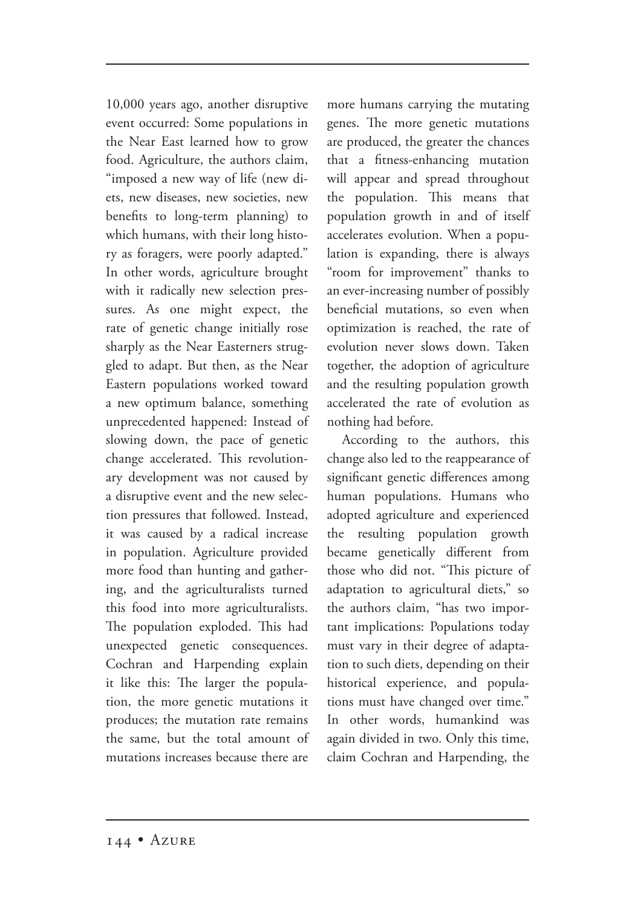10,000 years ago, another disruptive event occurred: Some populations in the Near East learned how to grow food. Agriculture, the authors claim, "imposed a new way of life (new diets, new diseases, new societies, new benefits to long-term planning) to which humans, with their long history as foragers, were poorly adapted." In other words, agriculture brought with it radically new selection pressures. As one might expect, the rate of genetic change initially rose sharply as the Near Easterners struggled to adapt. But then, as the Near Eastern populations worked toward a new optimum balance, something unprecedented happened: Instead of slowing down, the pace of genetic change accelerated. This revolutionary development was not caused by a disruptive event and the new selection pressures that followed. Instead, it was caused by a radical increase in population. Agriculture provided more food than hunting and gathering, and the agriculturalists turned this food into more agriculturalists. The population exploded. This had unexpected genetic consequences. Cochran and Harpending explain it like this: The larger the population, the more genetic mutations it produces; the mutation rate remains the same, but the total amount of mutations increases because there are more humans carrying the mutating genes. The more genetic mutations are produced, the greater the chances that a fitness-enhancing mutation will appear and spread throughout the population. This means that population growth in and of itself accelerates evolution. When a population is expanding, there is always "room for improvement" thanks to an ever-increasing number of possibly beneficial mutations, so even when optimization is reached, the rate of evolution never slows down. Taken together, the adoption of agriculture and the resulting population growth accelerated the rate of evolution as nothing had before.

According to the authors, this change also led to the reappearance of significant genetic differences among human populations. Humans who adopted agriculture and experienced the resulting population growth became genetically different from those who did not. "This picture of adaptation to agricultural diets," so the authors claim, "has two important implications: Populations today must vary in their degree of adaptation to such diets, depending on their historical experience, and populations must have changed over time." In other words, humankind was again divided in two. Only this time, claim Cochran and Harpending, the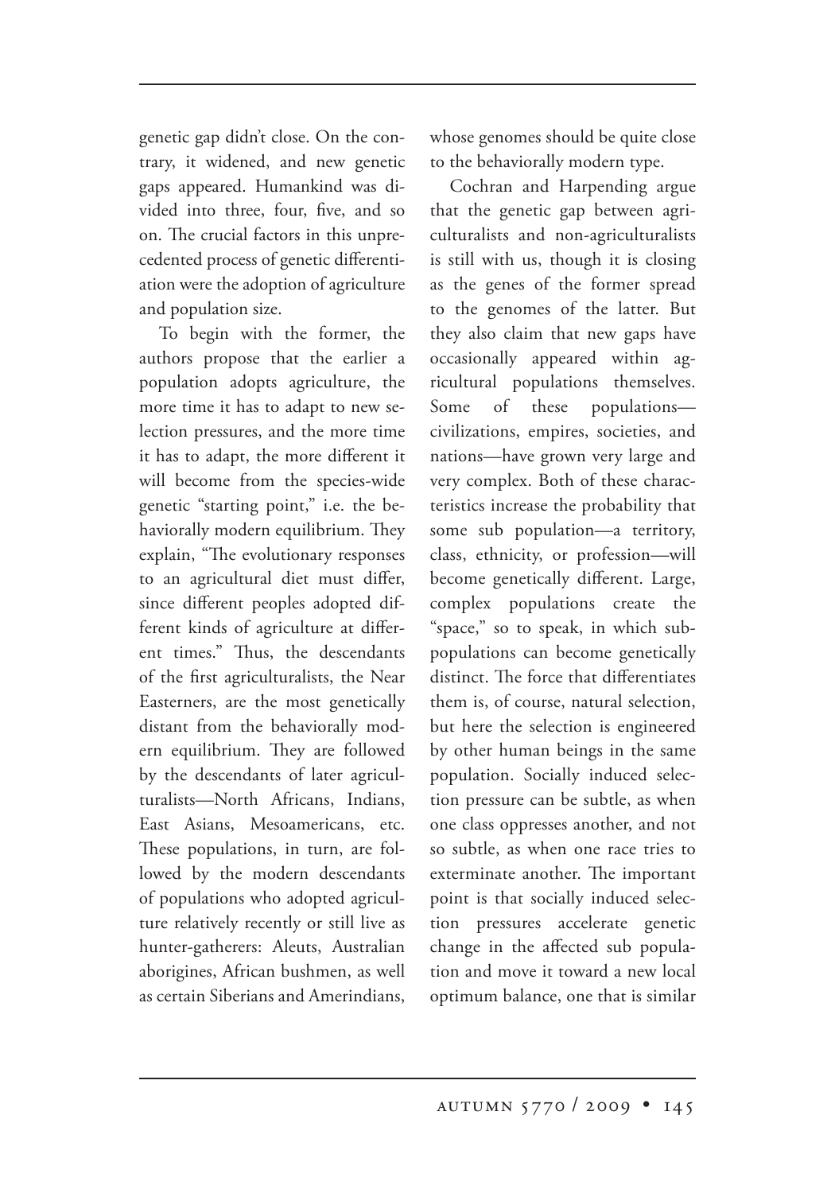genetic gap didn't close. On the contrary, it widened, and new genetic gaps appeared. Humankind was divided into three, four, five, and so on. The crucial factors in this unprecedented process of genetic differentiation were the adoption of agriculture and population size.

To begin with the former, the authors propose that the earlier a population adopts agriculture, the more time it has to adapt to new selection pressures, and the more time it has to adapt, the more different it will become from the species-wide genetic "starting point," i.e. the behaviorally modern equilibrium. They explain, "The evolutionary responses to an agricultural diet must differ, since different peoples adopted different kinds of agriculture at different times." Thus, the descendants of the first agriculturalists, the Near Easterners, are the most genetically distant from the behaviorally modern equilibrium. They are followed by the descendants of later agriculturalists—North Africans, Indians, East Asians, Mesoamericans, etc. These populations, in turn, are followed by the modern descendants of populations who adopted agriculture relatively recently or still live as hunter-gatherers: Aleuts, Australian aborigines, African bushmen, as well as certain Siberians and Amerindians, whose genomes should be quite close to the behaviorally modern type.

Cochran and Harpending argue that the genetic gap between agriculturalists and non-agriculturalists is still with us, though it is closing as the genes of the former spread to the genomes of the latter. But they also claim that new gaps have occasionally appeared within agricultural populations themselves. Some of these populations—civilizations, empires, societies, and nations—have grown very large and very complex. Both of these characteristics increase the probability that some sub population—a territory, class, ethnicity, or profession—will become genetically different. Large, complex populations create the "space," so to speak, in which subpopulations can become genetically distinct. The force that differentiates them is, of course, natural selection, but here the selection is engineered by other human beings in the same population. Socially induced selection pressure can be subtle, as when one class oppresses another, and not so subtle, as when one race tries to exterminate another. The important point is that socially induced selection pressures accelerate genetic change in the affected sub population and move it toward a new local optimum balance, one that is similar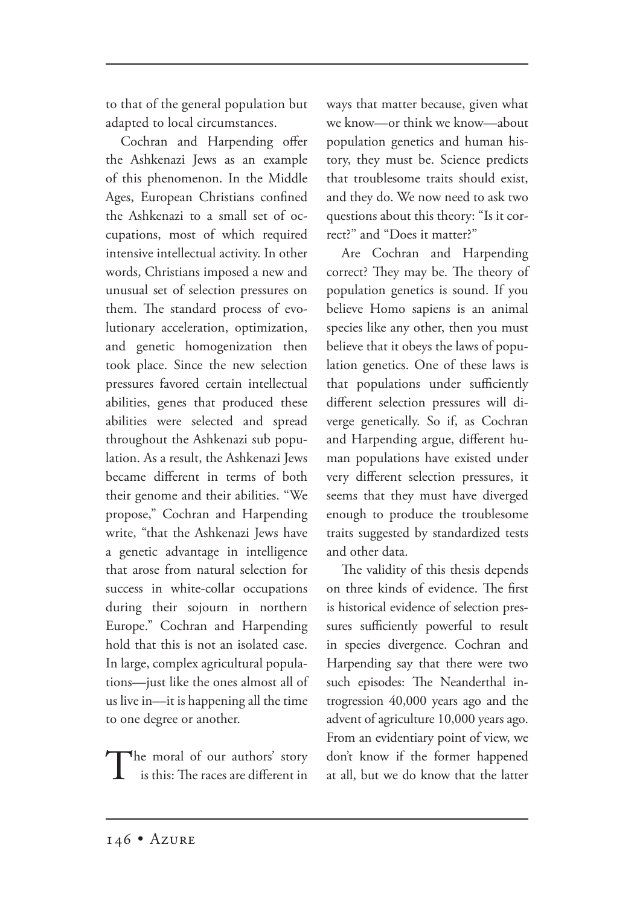to that of the general population but adapted to local circumstances.

Cochran and Harpending offer the Ashkenazi Jews as an example of this phenomenon. In the Middle Ages, European Christians confined the Ashkenazi to a small set of occupations, most of which required intensive intellectual activity. In other words, Christians imposed a new and unusual set of selection pressures on them. The standard process of evolutionary acceleration, optimization, and genetic homogenization then took place. Since the new selection pressures favored certain intellectual abilities, genes that produced these abilities were selected and spread throughout the Ashkenazi sub population. As a result, the Ashkenazi Jews became different in terms of both their genome and their abilities. "We propose," Cochran and Harpending write, "that the Ashkenazi Jews have a genetic advantage in intelligence that arose from natural selection for success in white-collar occupations during their sojourn in northern Europe." Cochran and Harpending hold that this is not an isolated case. In large, complex agricultural populations—just like the ones almost all of us live in—it is happening all the time to one degree or another.

The moral of our authors' story is this: The races are different in ways that matter because, given what we know—or think we know—about population genetics and human history, they must be. Science predicts that troublesome traits should exist, and they do. We now need to ask two questions about this theory: "Is it correct?" and "Does it matter?"

Are Cochran and Harpending correct? They may be. The theory of population genetics is sound. If you believe Homo sapiens is an animal species like any other, then you must believe that it obeys the laws of population genetics. One of these laws is that populations under sufficiently different selection pressures will diverge genetically. So if, as Cochran and Harpending argue, different human populations have existed under very different selection pressures, it seems that they must have diverged enough to produce the troublesome traits suggested by standardized tests and other data.

The validity of this thesis depends on three kinds of evidence. The first is historical evidence of selection pressures sufficiently powerful to result in species divergence. Cochran and Harpending say that there were two such episodes: The Neanderthal introgression 40,000 years ago and the advent of agriculture 10,000 years ago. From an evidentiary point of view, we don't know if the former happened at all, but we do know that the latter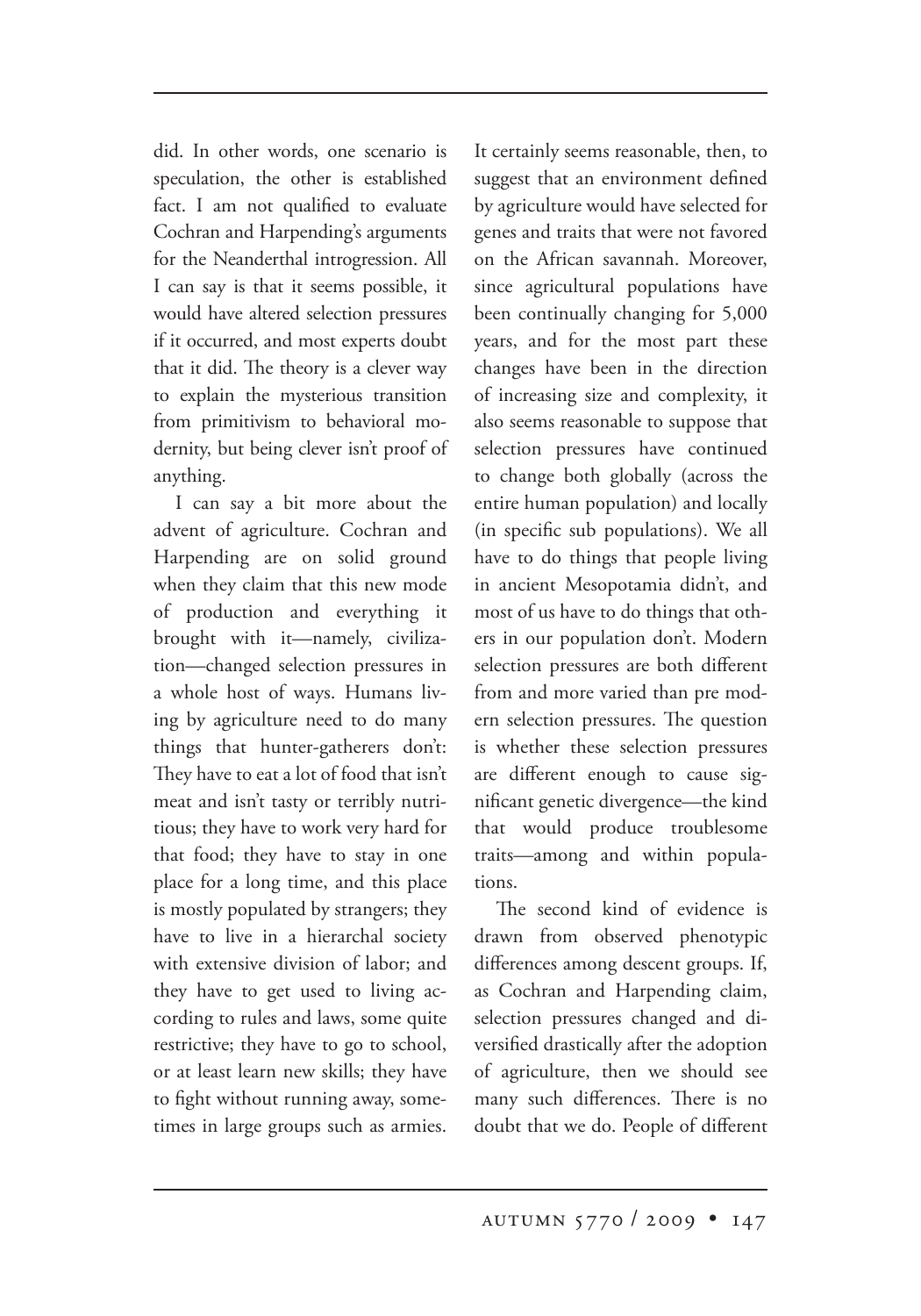did. In other words, one scenario is speculation, the other is established fact. I am not qualified to evaluate Cochran and Harpending's arguments for the Neanderthal introgression. All I can say is that it seems possible, it would have altered selection pressures if it occurred, and most experts doubt that it did. The theory is a clever way to explain the mysterious transition from primitivism to behavioral modernity, but being clever isn't proof of anything.

I can say a bit more about the advent of agriculture. Cochran and Harpending are on solid ground when they claim that this new mode of production and everything it brought with it—namely, civilization—changed selection pressures in a whole host of ways. Humans living by agriculture need to do many things that hunter-gatherers don't: They have to eat a lot of food that isn't meat and isn't tasty or terribly nutritious; they have to work very hard for that food; they have to stay in one place for a long time, and this place is mostly populated by strangers; they have to live in a hierarchal society with extensive division of labor; and they have to get used to living according to rules and laws, some quite restrictive; they have to go to school, or at least learn new skills; they have to fight without running away, sometimes in large groups such as armies. It certainly seems reasonable, then, to suggest that an environment defined by agriculture would have selected for genes and traits that were not favored on the African savannah. Moreover, since agricultural populations have been continually changing for 5,000 years, and for the most part these changes have been in the direction of increasing size and complexity, it also seems reasonable to suppose that selection pressures have continued to change both globally (across the entire human population) and locally (in specific sub populations). We all have to do things that people living in ancient Mesopotamia didn't, and most of us have to do things that others in our population don't. Modern selection pressures are both different from and more varied than pre modern selection pressures. The question is whether these selection pressures are different enough to cause significant genetic divergence—the kind that would produce troublesome traits—among and within populations.

The second kind of evidence is drawn from observed phenotypic differences among descent groups. If, as Cochran and Harpending claim, selection pressures changed and diversified drastically after the adoption of agriculture, then we should see many such differences. There is no doubt that we do. People of different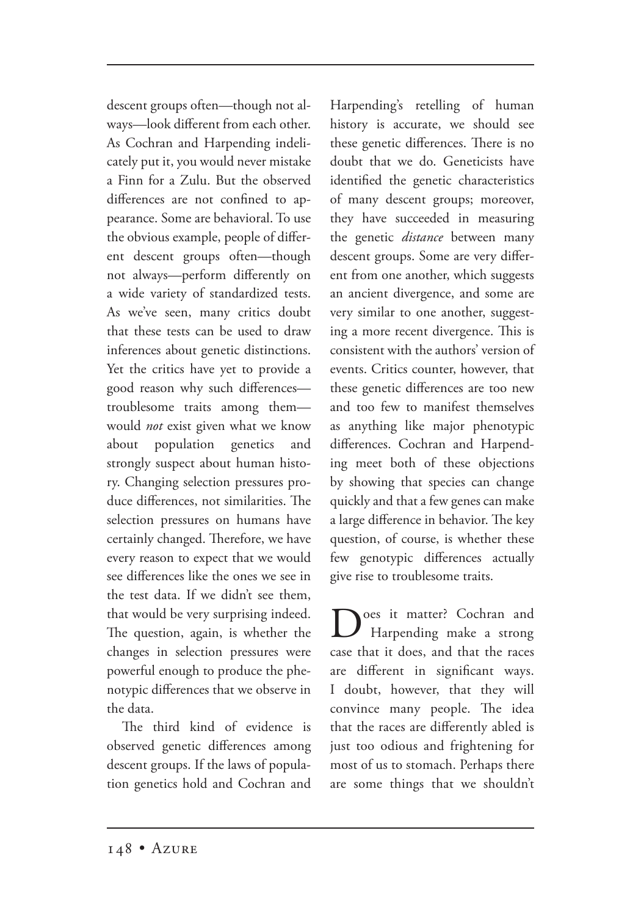descent groups often—though not always—look different from each other. As Cochran and Harpending indelicately put it, you would never mistake a Finn for a Zulu. But the observed differences are not confined to appearance. Some are behavioral. To use the obvious example, people of different descent groups often—though not always—perform differently on a wide variety of standardized tests. As we've seen, many critics doubt that these tests can be used to draw inferences about genetic distinctions. Yet the critics have yet to provide a good reason why such differences—troublesome traits among them—would *not* exist given what we know about population genetics and strongly suspect about human history. Changing selection pressures produce differences, not similarities. The selection pressures on humans have certainly changed. Therefore, we have every reason to expect that we would see differences like the ones we see in the test data. If we didn't see them, that would be very surprising indeed. The question, again, is whether the changes in selection pressures were powerful enough to produce the phenotypic differences that we observe in the data.

The third kind of evidence is observed genetic differences among descent groups. If the laws of population genetics hold and Cochran and Harpending's retelling of human history is accurate, we should see these genetic differences. There is no doubt that we do. Geneticists have identified the genetic characteristics of many descent groups; moreover, they have succeeded in measuring the genetic *distance* between many descent groups. Some are very different from one another, which suggests an ancient divergence, and some are very similar to one another, suggesting a more recent divergence. This is consistent with the authors' version of events. Critics counter, however, that these genetic differences are too new and too few to manifest themselves as anything like major phenotypic differences. Cochran and Harpending meet both of these objections by showing that species can change quickly and that a few genes can make a large difference in behavior. The key question, of course, is whether these few genotypic differences actually give rise to troublesome traits.

Does it matter? Cochran and Harpending make a strong case that it does, and that the races are different in significant ways. I doubt, however, that they will convince many people. The idea that the races are differently abled is just too odious and frightening for most of us to stomach. Perhaps there are some things that we shouldn't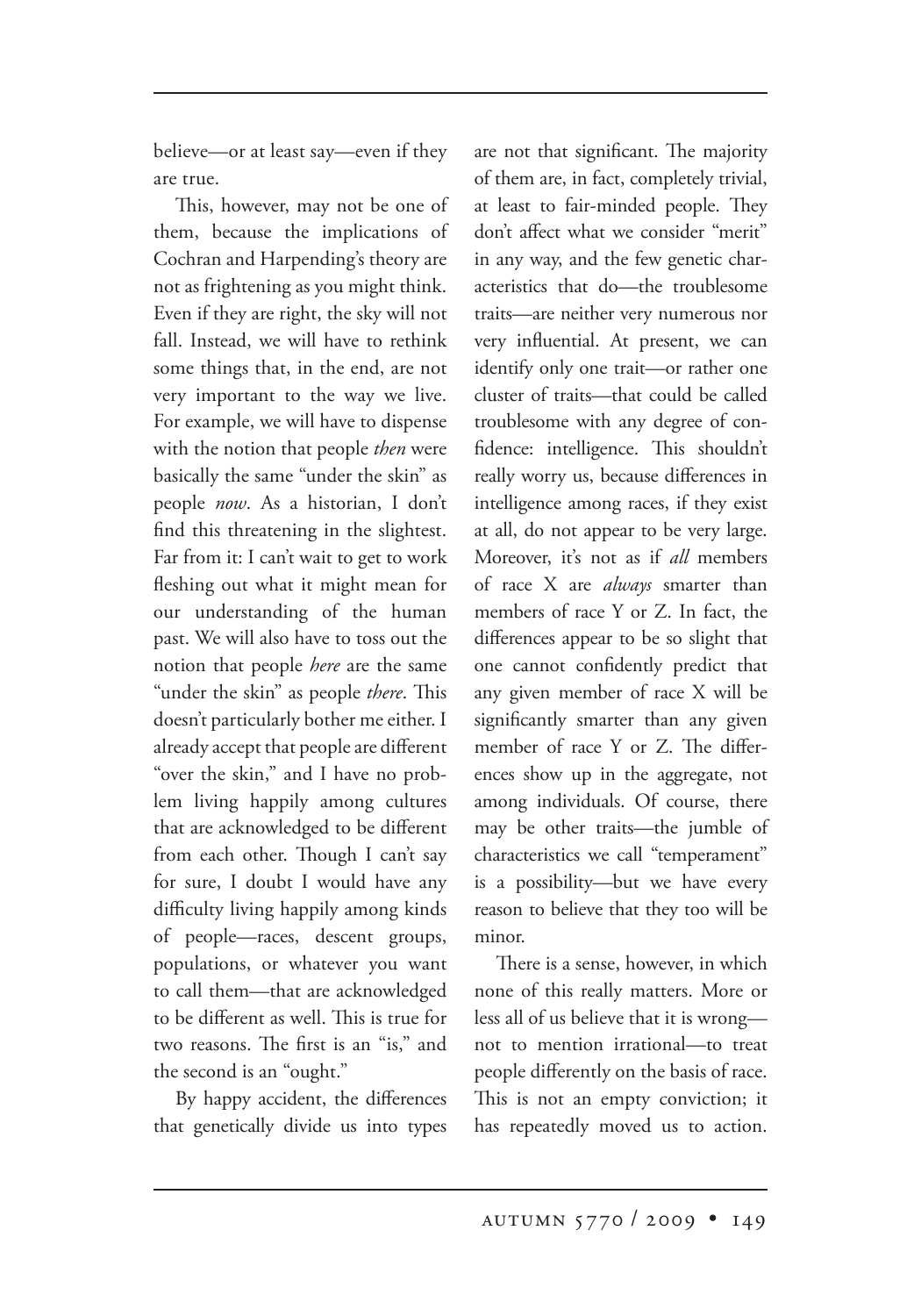believe—or at least say—even if they are true.

This, however, may not be one of them, because the implications of Cochran and Harpending's theory are not as frightening as you might think. Even if they are right, the sky will not fall. Instead, we will have to rethink some things that, in the end, are not very important to the way we live. For example, we will have to dispense with the notion that people *then* were basically the same "under the skin" as people *now*. As a historian, I don't find this threatening in the slightest. Far from it: I can't wait to get to work fleshing out what it might mean for our understanding of the human past. We will also have to toss out the notion that people *here* are the same "under the skin" as people *there*. This doesn't particularly bother me either. I already accept that people are different "over the skin," and I have no problem living happily among cultures that are acknowledged to be different from each other. Though I can't say for sure, I doubt I would have any difficulty living happily among kinds of people—races, descent groups, populations, or whatever you want to call them—that are acknowledged to be different as well. This is true for two reasons. The first is an "is," and the second is an "ought."

By happy accident, the differences that genetically divide us into types are not that significant. The majority of them are, in fact, completely trivial, at least to fair-minded people. They don't affect what we consider "merit" in any way, and the few genetic characteristics that do—the troublesome traits—are neither very numerous nor very influential. At present, we can identify only one trait—or rather one cluster of traits—that could be called troublesome with any degree of confidence: intelligence. This shouldn't really worry us, because differences in intelligence among races, if they exist at all, do not appear to be very large. Moreover, it's not as if *all* members of race X are *always* smarter than members of race Y or Z. In fact, the differences appear to be so slight that one cannot confidently predict that any given member of race X will be significantly smarter than any given member of race Y or Z. The differences show up in the aggregate, not among individuals. Of course, there may be other traits—the jumble of characteristics we call "temperament" is a possibility—but we have every reason to believe that they too will be minor.

There is a sense, however, in which none of this really matters. More or less all of us believe that it is wrong—not to mention irrational—to treat people differently on the basis of race. This is not an empty conviction; it has repeatedly moved us to action.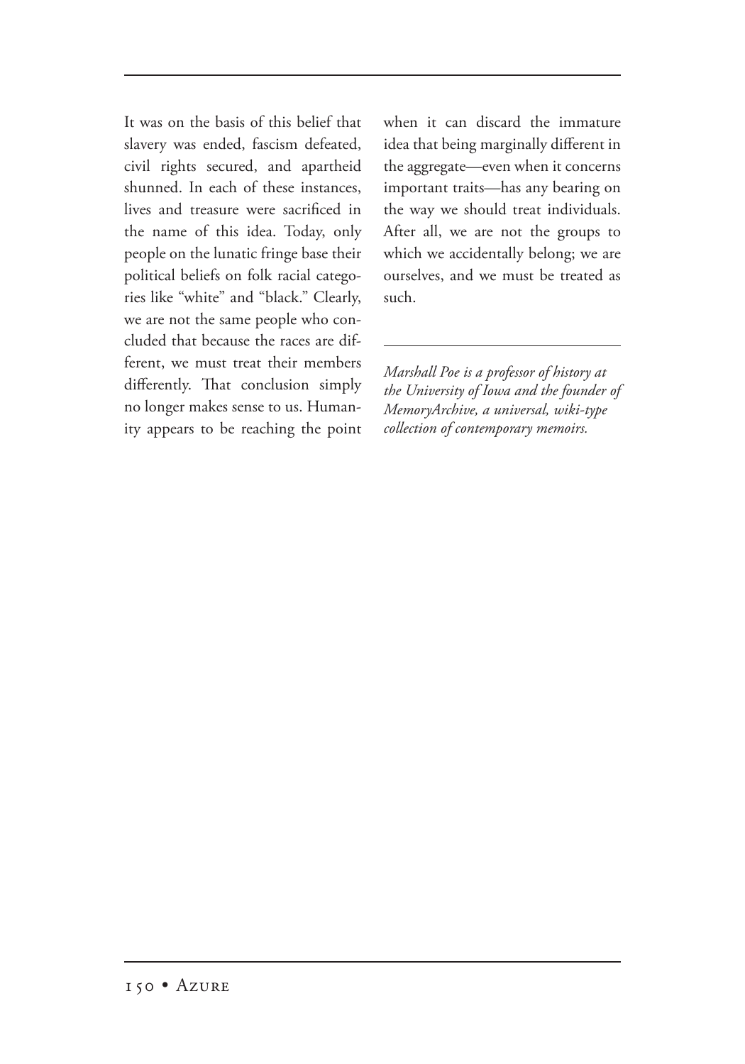It was on the basis of this belief that slavery was ended, fascism defeated, civil rights secured, and apartheid shunned. In each of these instances, lives and treasure were sacrificed in the name of this idea. Today, only people on the lunatic fringe base their political beliefs on folk racial categories like "white" and "black." Clearly, we are not the same people who concluded that because the races are different, we must treat their members differently. That conclusion simply no longer makes sense to us. Humanity appears to be reaching the point when it can discard the immature idea that being marginally different in the aggregate—even when it concerns important traits—has any bearing on the way we should treat individuals. After all, we are not the groups to which we accidentally belong; we are ourselves, and we must be treated as such.

---

*Marshall Poe is a professor of history at the University of Iowa and the founder of MemoryArchive, a universal, wiki-type collection of contemporary memoirs.*